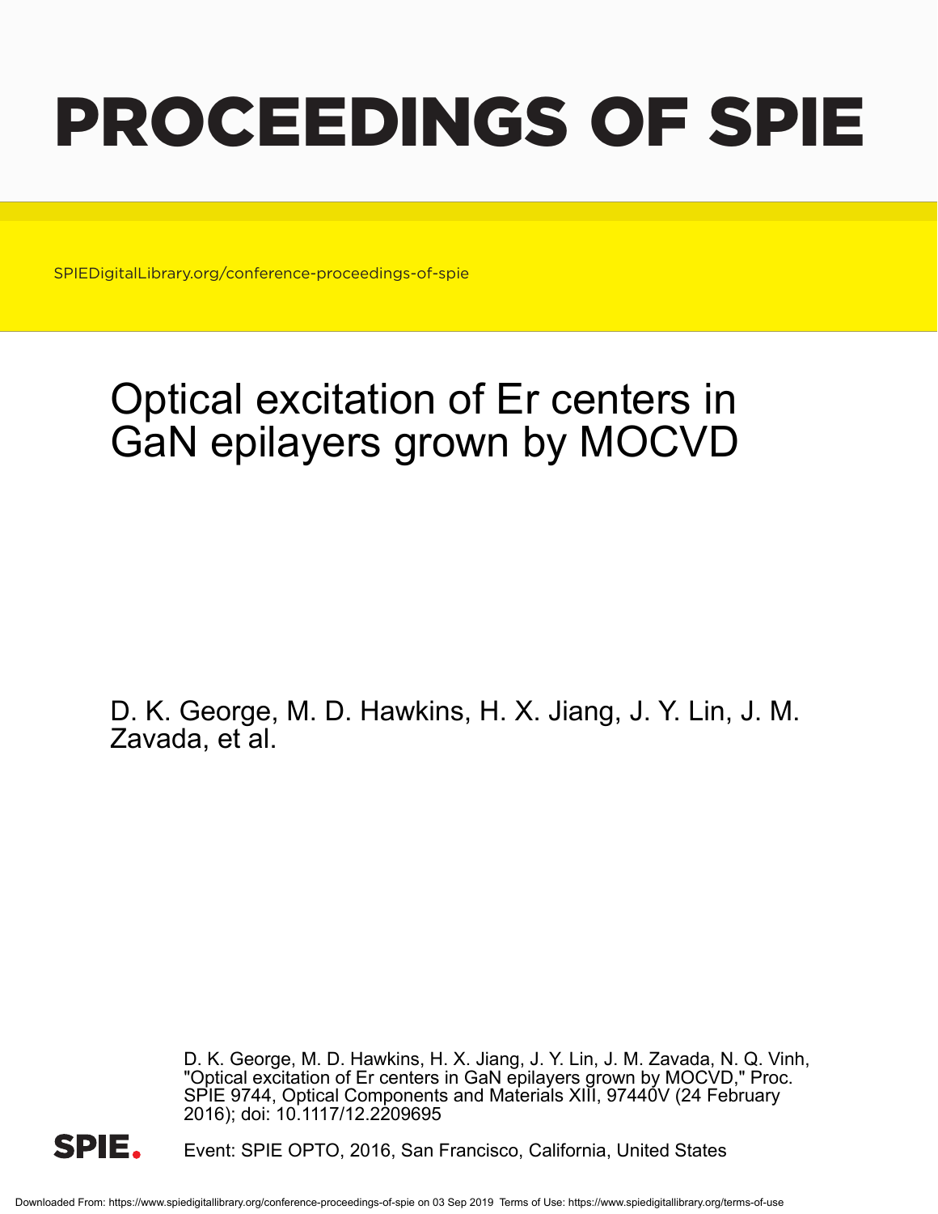# PROCEEDINGS OF SPIE

SPIEDigitalLibrary.org/conference-proceedings-of-spie

## Optical excitation of Er centers in GaN epilayers grown by MOCVD

D. K. George, M. D. Hawkins, H. X. Jiang, J. Y. Lin, J. M. Zavada, et al.

D. K. George, M. D. Hawkins, H. X. Jiang, J. Y. Lin, J. M. Zavada, N. Q. Vinh, "Optical excitation of Er centers in GaN epilayers grown by MOCVD," Proc. SPIE 9744, Optical Components and Materials XIII, 97440V (24 February 2016); doi: 10.1117/12.2209695

Event: SPIE OPTO, 2016, San Francisco, California, United States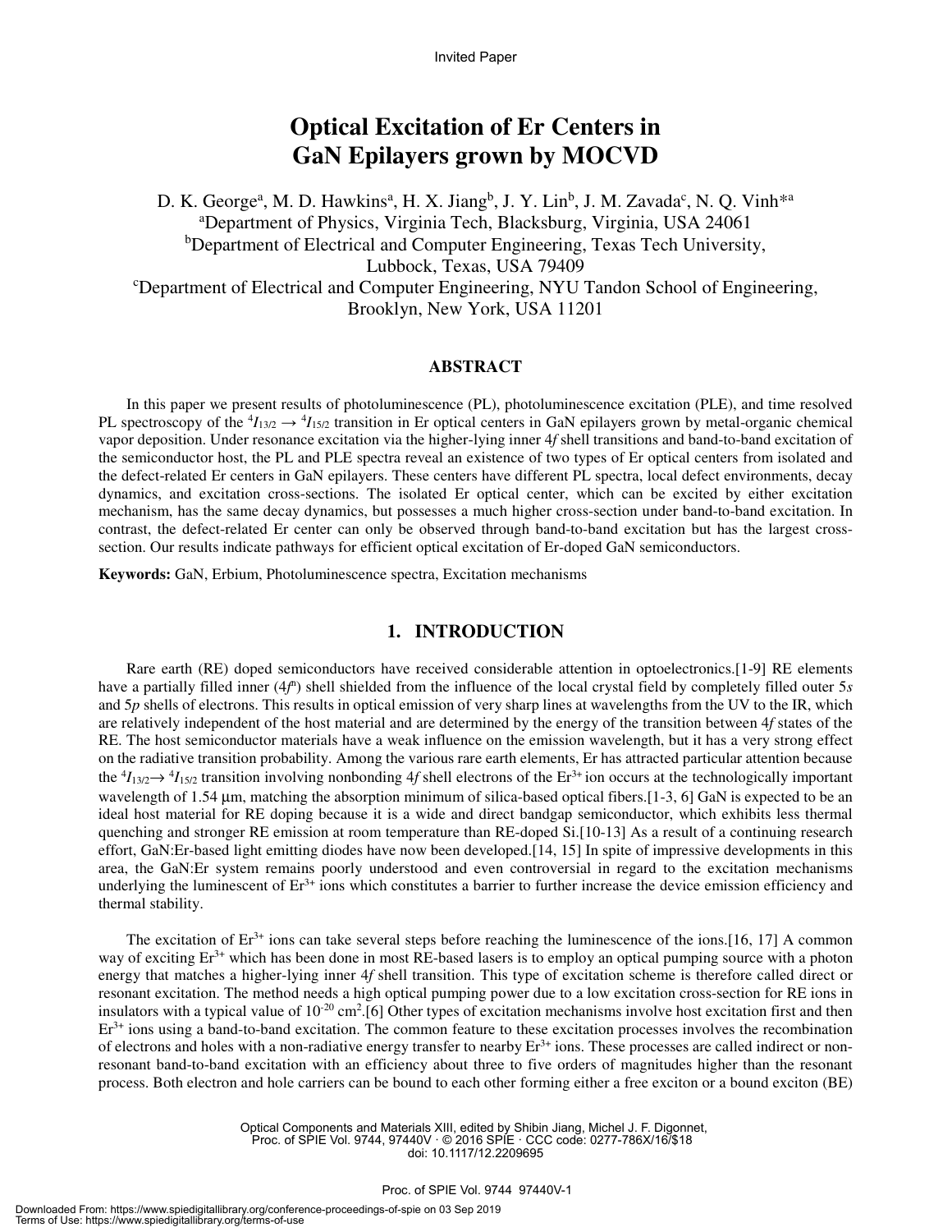Invited Paper

# Optical Excitation of Er Centers in GaN Epilayers grown by MOCVD

D. K. George[a], M. D. Hawkins[a], H. X. Jiang[b], J. Y. Lin[b], J. M. Zavada[c], N. Q. Vinh*[a]

[a]Department of Physics, Virginia Tech, Blacksburg, Virginia, USA 24061

[b]Department of Electrical and Computer Engineering, Texas Tech University, Lubbock, Texas, USA 79409

[c]Department of Electrical and Computer Engineering, NYU Tandon School of Engineering, Brooklyn, New York, USA 11201

## ABSTRACT

In this paper we present results of photoluminescence (PL), photoluminescence excitation (PLE), and time resolved PL spectroscopy of the $^4I_{13/2} \rightarrow {}^4I_{15/2}$ transition in Er optical centers in GaN epilayers grown by metal-organic chemical vapor deposition. Under resonance excitation via the higher-lying inner 4*f* shell transitions and band-to-band excitation of the semiconductor host, the PL and PLE spectra reveal an existence of two types of Er optical centers from isolated and the defect-related Er centers in GaN epilayers. These centers have different PL spectra, local defect environments, decay dynamics, and excitation cross-sections. The isolated Er optical center, which can be excited by either excitation mechanism, has the same decay dynamics, but possesses a much higher cross-section under band-to-band excitation. In contrast, the defect-related Er center can only be observed through band-to-band excitation but has the largest cross-section. Our results indicate pathways for efficient optical excitation of Er-doped GaN semiconductors.

**Keywords:** GaN, Erbium, Photoluminescence spectra, Excitation mechanisms

## 1. INTRODUCTION

Rare earth (RE) doped semiconductors have received considerable attention in optoelectronics.[1-9] RE elements have a partially filled inner ($4f^n$) shell shielded from the influence of the local crystal field by completely filled outer 5*s* and 5*p* shells of electrons. This results in optical emission of very sharp lines at wavelengths from the UV to the IR, which are relatively independent of the host material and are determined by the energy of the transition between 4*f* states of the RE. The host semiconductor materials have a weak influence on the emission wavelength, but it has a very strong effect on the radiative transition probability. Among the various rare earth elements, Er has attracted particular attention because the $^4I_{13/2} \rightarrow {}^4I_{15/2}$ transition involving nonbonding 4*f* shell electrons of the $Er^{3+}$ ion occurs at the technologically important wavelength of 1.54 μm, matching the absorption minimum of silica-based optical fibers.[1-3, 6] GaN is expected to be an ideal host material for RE doping because it is a wide and direct bandgap semiconductor, which exhibits less thermal quenching and stronger RE emission at room temperature than RE-doped Si.[10-13] As a result of a continuing research effort, GaN:Er-based light emitting diodes have now been developed.[14, 15] In spite of impressive developments in this area, the GaN:Er system remains poorly understood and even controversial in regard to the excitation mechanisms underlying the luminescent of $Er^{3+}$ ions which constitutes a barrier to further increase the device emission efficiency and thermal stability.

The excitation of $Er^{3+}$ ions can take several steps before reaching the luminescence of the ions.[16, 17] A common way of exciting $Er^{3+}$ which has been done in most RE-based lasers is to employ an optical pumping source with a photon energy that matches a higher-lying inner 4*f* shell transition. This type of excitation scheme is therefore called direct or resonant excitation. The method needs a high optical pumping power due to a low excitation cross-section for RE ions in insulators with a typical value of $10^{-20}$ cm$^2$.[6] Other types of excitation mechanisms involve host excitation first and then $Er^{3+}$ ions using a band-to-band excitation. The common feature to these excitation processes involves the recombination of electrons and holes with a non-radiative energy transfer to nearby $Er^{3+}$ ions. These processes are called indirect or non-resonant band-to-band excitation with an efficiency about three to five orders of magnitudes higher than the resonant process. Both electron and hole carriers can be bound to each other forming either a free exciton or a bound exciton (BE)

Optical Components and Materials XIII, edited by Shibin Jiang, Michel J. F. Digonnet, Proc. of SPIE Vol. 9744, 97440V · © 2016 SPIE · CCC code: 0277-786X/16/$18 doi: 10.1117/12.2209695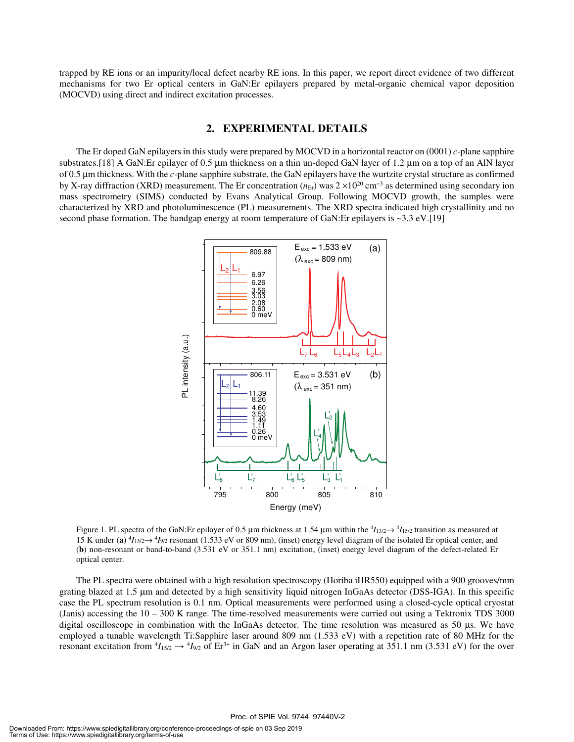trapped by RE ions or an impurity/local defect nearby RE ions. In this paper, we report direct evidence of two different mechanisms for two Er optical centers in GaN:Er epilayers prepared by metal-organic chemical vapor deposition (MOCVD) using direct and indirect excitation processes.

## 2. EXPERIMENTAL DETAILS

The Er doped GaN epilayers in this study were prepared by MOCVD in a horizontal reactor on (0001) *c*-plane sapphire substrates.[18] A GaN:Er epilayer of 0.5 μm thickness on a thin un-doped GaN layer of 1.2 μm on a top of an AlN layer of 0.5 μm thickness. With the *c*-plane sapphire substrate, the GaN epilayers have the wurtzite crystal structure as confirmed by X-ray diffraction (XRD) measurement. The Er concentration ($n_{Er}$) was $2 \times 10^{20}$ cm$^{-3}$ as determined using secondary ion mass spectrometry (SIMS) conducted by Evans Analytical Group. Following MOCVD growth, the samples were characterized by XRD and photoluminescence (PL) measurements. The XRD spectra indicated high crystallinity and no second phase formation. The bandgap energy at room temperature of GaN:Er epilayers is ~3.3 eV.[19]

Figure 1. PL spectra of the GaN:Er epilayer of 0.5 μm thickness at 1.54 μm within the $^4I_{13/2} \rightarrow {}^4I_{15/2}$ transition as measured at 15 K under (**a**) $^4I_{15/2} \rightarrow {}^4I_{9/2}$ resonant (1.533 eV or 809 nm), (inset) energy level diagram of the isolated Er optical center, and (**b**) non-resonant or band-to-band (3.531 eV or 351.1 nm) excitation, (inset) energy level diagram of the defect-related Er optical center.

The PL spectra were obtained with a high resolution spectroscopy (Horiba iHR550) equipped with a 900 grooves/mm grating blazed at 1.5 μm and detected by a high sensitivity liquid nitrogen InGaAs detector (DSS-IGA). In this specific case the PL spectrum resolution is 0.1 nm. Optical measurements were performed using a closed-cycle optical cryostat (Janis) accessing the 10 – 300 K range. The time-resolved measurements were carried out using a Tektronix TDS 3000 digital oscilloscope in combination with the InGaAs detector. The time resolution was measured as 50 μs. We have employed a tunable wavelength Ti:Sapphire laser around 809 nm (1.533 eV) with a repetition rate of 80 MHz for the resonant excitation from $^4I_{15/2} \rightarrow {}^4I_{9/2}$ of $Er^{3+}$ in GaN and an Argon laser operating at 351.1 nm (3.531 eV) for the over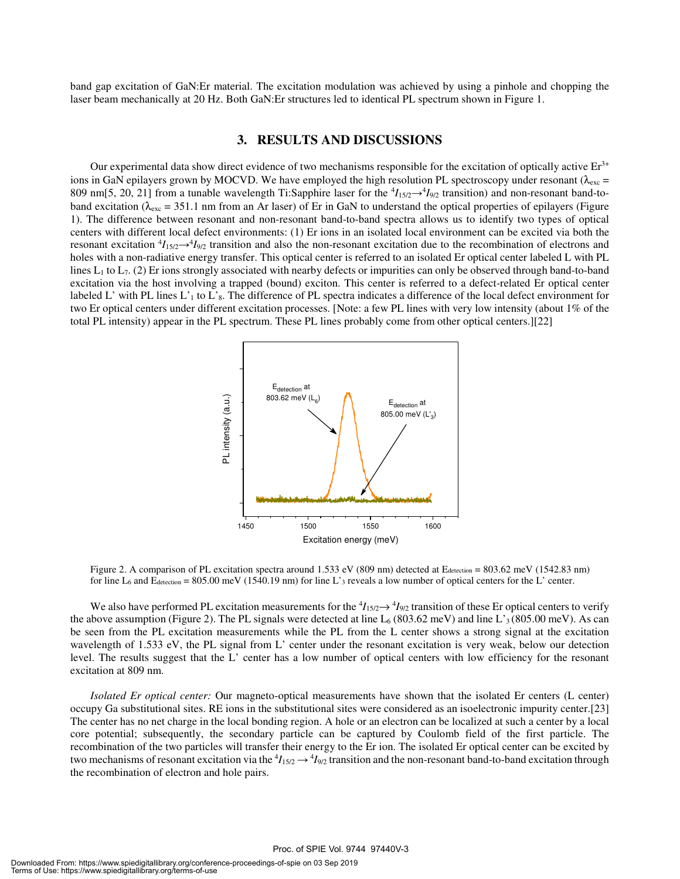band gap excitation of GaN:Er material. The excitation modulation was achieved by using a pinhole and chopping the laser beam mechanically at 20 Hz. Both GaN:Er structures led to identical PL spectrum shown in Figure 1.

## 3. RESULTS AND DISCUSSIONS

Our experimental data show direct evidence of two mechanisms responsible for the excitation of optically active $Er^{3+}$ ions in GaN epilayers grown by MOCVD. We have employed the high resolution PL spectroscopy under resonant ($\lambda_{exc}$ = 809 nm[5, 20, 21] from a tunable wavelength Ti:Sapphire laser for the $^4I_{15/2} \rightarrow ^4I_{9/2}$ transition) and non-resonant band-to-band excitation ($\lambda_{exc}$ = 351.1 nm from an Ar laser) of Er in GaN to understand the optical properties of epilayers (Figure 1). The difference between resonant and non-resonant band-to-band spectra allows us to identify two types of optical centers with different local defect environments: (1) Er ions in an isolated local environment can be excited via both the resonant excitation $^4I_{15/2} \rightarrow ^4I_{9/2}$ transition and also the non-resonant excitation due to the recombination of electrons and holes with a non-radiative energy transfer. This optical center is referred to an isolated Er optical center labeled L with PL lines $L_1$ to $L_7$. (2) Er ions strongly associated with nearby defects or impurities can only be observed through band-to-band excitation via the host involving a trapped (bound) exciton. This center is referred to a defect-related Er optical center labeled L' with PL lines $L'_1$ to $L'_8$. The difference of PL spectra indicates a difference of the local defect environment for two Er optical centers under different excitation processes. [Note: a few PL lines with very low intensity (about 1% of the total PL intensity) appear in the PL spectrum. These PL lines probably come from other optical centers.][22]

Figure 2. A comparison of PL excitation spectra around 1.533 eV (809 nm) detected at $E_{detection}$ = 803.62 meV (1542.83 nm) for line $L_6$ and $E_{detection}$ = 805.00 meV (1540.19 nm) for line $L'_3$ reveals a low number of optical centers for the L' center.

We also have performed PL excitation measurements for the $^4I_{15/2} \rightarrow ^4I_{9/2}$ transition of these Er optical centers to verify the above assumption (Figure 2). The PL signals were detected at line $L_6$ (803.62 meV) and line $L'_3$ (805.00 meV). As can be seen from the PL excitation measurements while the PL from the L center shows a strong signal at the excitation wavelength of 1.533 eV, the PL signal from L' center under the resonant excitation is very weak, below our detection level. The results suggest that the L' center has a low number of optical centers with low efficiency for the resonant excitation at 809 nm.

*Isolated Er optical center:* Our magneto-optical measurements have shown that the isolated Er centers (L center) occupy Ga substitutional sites. RE ions in the substitutional sites were considered as an isoelectronic impurity center.[23] The center has no net charge in the local bonding region. A hole or an electron can be localized at such a center by a local core potential; subsequently, the secondary particle can be captured by Coulomb field of the first particle. The recombination of the two particles will transfer their energy to the Er ion. The isolated Er optical center can be excited by two mechanisms of resonant excitation via the $^4I_{15/2} \rightarrow ^4I_{9/2}$ transition and the non-resonant band-to-band excitation through the recombination of electron and hole pairs.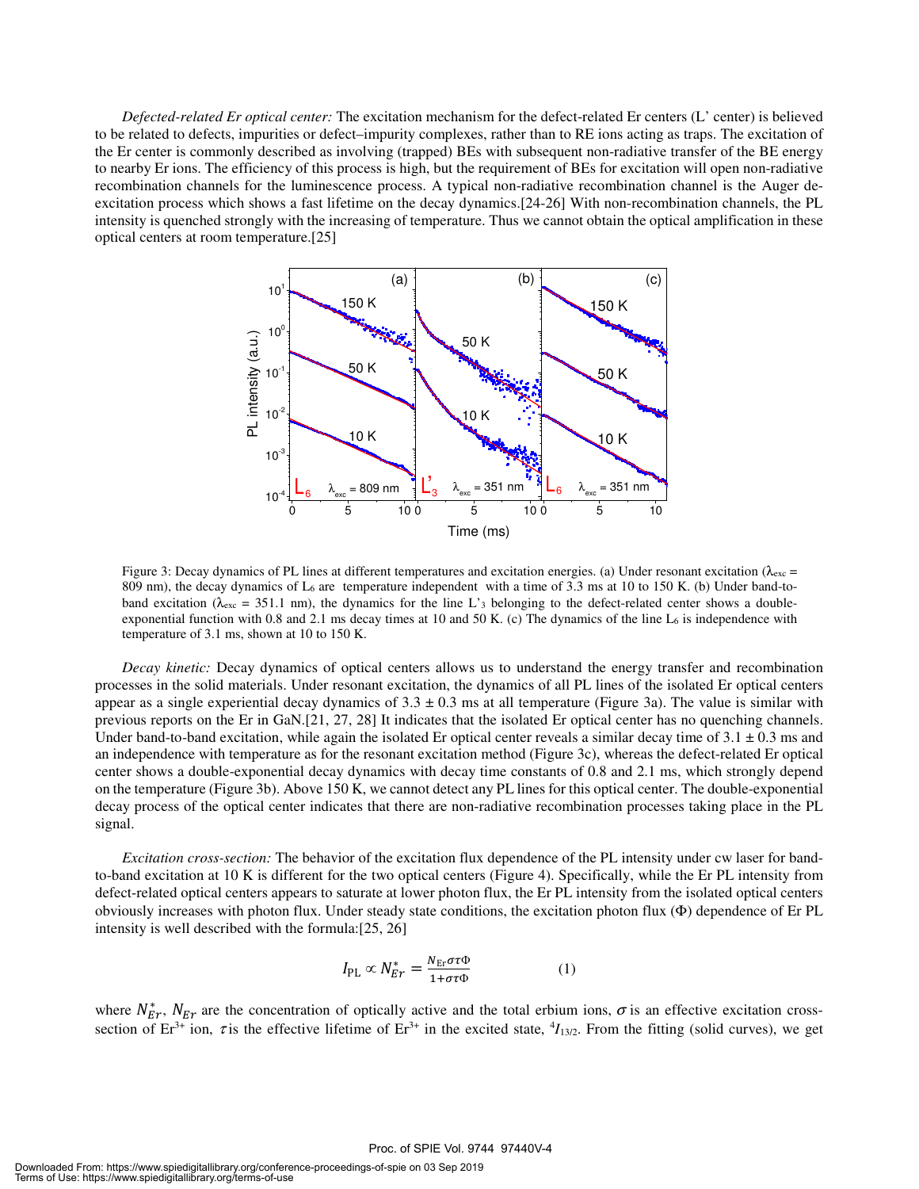*Defected-related Er optical center:* The excitation mechanism for the defect-related Er centers (L' center) is believed to be related to defects, impurities or defect–impurity complexes, rather than to RE ions acting as traps. The excitation of the Er center is commonly described as involving (trapped) BEs with subsequent non-radiative transfer of the BE energy to nearby Er ions. The efficiency of this process is high, but the requirement of BEs for excitation will open non-radiative recombination channels for the luminescence process. A typical non-radiative recombination channel is the Auger de-excitation process which shows a fast lifetime on the decay dynamics.[24-26] With non-recombination channels, the PL intensity is quenched strongly with the increasing of temperature. Thus we cannot obtain the optical amplification in these optical centers at room temperature.[25]

Figure 3: Decay dynamics of PL lines at different temperatures and excitation energies. (a) Under resonant excitation ($\lambda_{exc}$ = 809 nm), the decay dynamics of $L_6$ are temperature independent with a time of 3.3 ms at 10 to 150 K. (b) Under band-to-band excitation ($\lambda_{exc}$ = 351.1 nm), the dynamics for the line $L'_3$ belonging to the defect-related center shows a double-exponential function with 0.8 and 2.1 ms decay times at 10 and 50 K. (c) The dynamics of the line $L_6$ is independence with temperature of 3.1 ms, shown at 10 to 150 K.

*Decay kinetic:* Decay dynamics of optical centers allows us to understand the energy transfer and recombination processes in the solid materials. Under resonant excitation, the dynamics of all PL lines of the isolated Er optical centers appear as a single experiential decay dynamics of 3.3 ± 0.3 ms at all temperature (Figure 3a). The value is similar with previous reports on the Er in GaN.[21, 27, 28] It indicates that the isolated Er optical center has no quenching channels. Under band-to-band excitation, while again the isolated Er optical center reveals a similar decay time of 3.1 ± 0.3 ms and an independence with temperature as for the resonant excitation method (Figure 3c), whereas the defect-related Er optical center shows a double-exponential decay dynamics with decay time constants of 0.8 and 2.1 ms, which strongly depend on the temperature (Figure 3b). Above 150 K, we cannot detect any PL lines for this optical center. The double-exponential decay process of the optical center indicates that there are non-radiative recombination processes taking place in the PL signal.

*Excitation cross-section:* The behavior of the excitation flux dependence of the PL intensity under cw laser for band-to-band excitation at 10 K is different for the two optical centers (Figure 4). Specifically, while the Er PL intensity from defect-related optical centers appears to saturate at lower photon flux, the Er PL intensity from the isolated optical centers obviously increases with photon flux. Under steady state conditions, the excitation photon flux (Φ) dependence of Er PL intensity is well described with the formula:[25, 26]

$$I_{\mathrm{PL}} \propto N_{Er}^{*} = \frac{N_{\mathrm{Er}}\sigma\tau\Phi}{1+\sigma\tau\Phi} \qquad (1)$$

where $N_{Er}^{*}$, $N_{Er}$ are the concentration of optically active and the total erbium ions, $\sigma$ is an effective excitation cross-section of $Er^{3+}$ ion, $\tau$ is the effective lifetime of $Er^{3+}$ in the excited state, $^4I_{13/2}$. From the fitting (solid curves), we get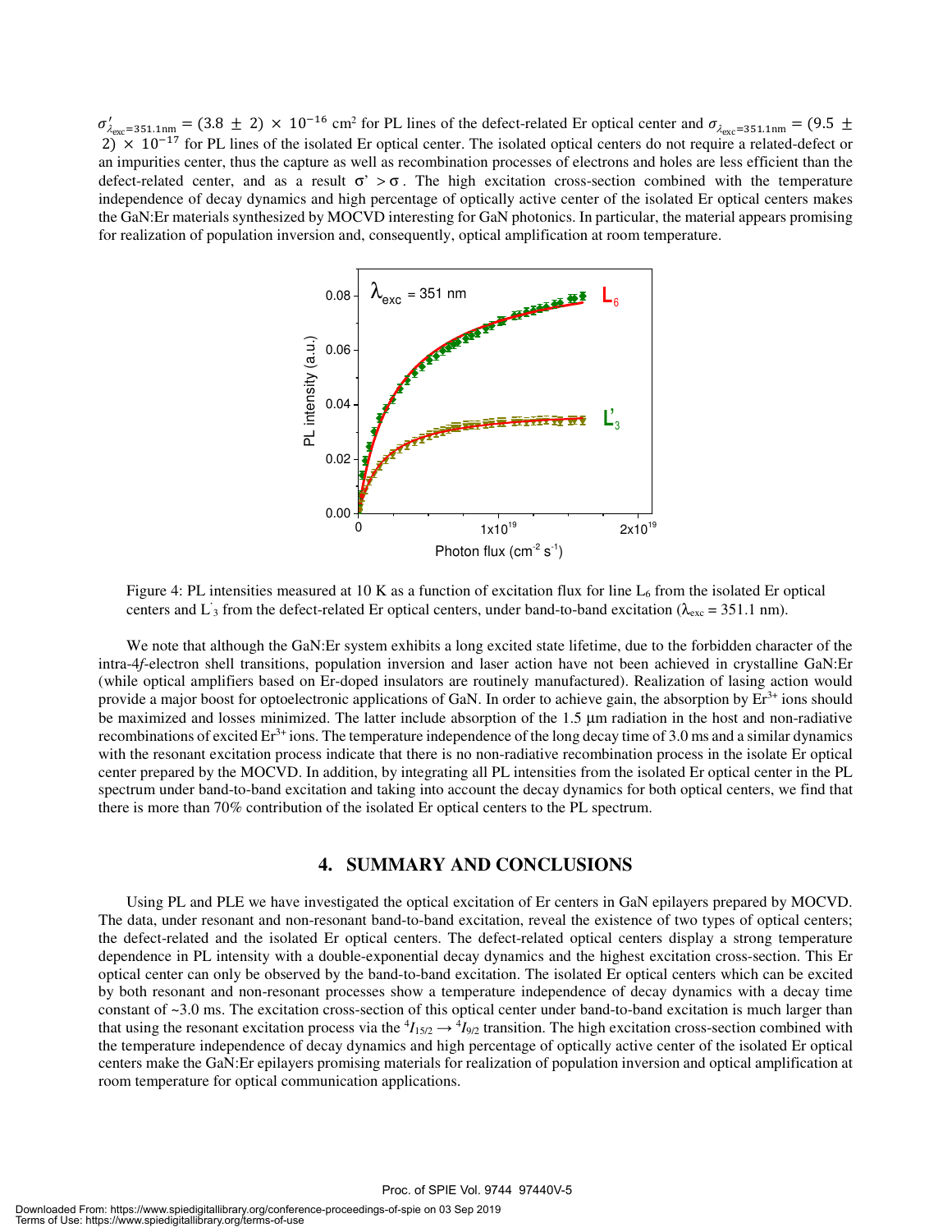$\sigma'_{\lambda_{exc}=351.1\text{nm}} = (3.8 \pm 2) \times 10^{-16}$ cm$^2$ for PL lines of the defect-related Er optical center and $\sigma_{\lambda_{exc}=351.1\text{nm}} = (9.5 \pm 2) \times 10^{-17}$ for PL lines of the isolated Er optical center. The isolated optical centers do not require a related-defect or an impurities center, thus the capture as well as recombination processes of electrons and holes are less efficient than the defect-related center, and as a result $\sigma' > \sigma$. The high excitation cross-section combined with the temperature independence of decay dynamics and high percentage of optically active center of the isolated Er optical centers makes the GaN:Er materials synthesized by MOCVD interesting for GaN photonics. In particular, the material appears promising for realization of population inversion and, consequently, optical amplification at room temperature.

Figure 4: PL intensities measured at 10 K as a function of excitation flux for line $L_6$ from the isolated Er optical centers and $L'_3$ from the defect-related Er optical centers, under band-to-band excitation ($\lambda_{exc} = 351.1$ nm).

We note that although the GaN:Er system exhibits a long excited state lifetime, due to the forbidden character of the intra-4*f*-electron shell transitions, population inversion and laser action have not been achieved in crystalline GaN:Er (while optical amplifiers based on Er-doped insulators are routinely manufactured). Realization of lasing action would provide a major boost for optoelectronic applications of GaN. In order to achieve gain, the absorption by $Er^{3+}$ ions should be maximized and losses minimized. The latter include absorption of the 1.5 μm radiation in the host and non-radiative recombinations of excited $Er^{3+}$ ions. The temperature independence of the long decay time of 3.0 ms and a similar dynamics with the resonant excitation process indicate that there is no non-radiative recombination process in the isolate Er optical center prepared by the MOCVD. In addition, by integrating all PL intensities from the isolated Er optical center in the PL spectrum under band-to-band excitation and taking into account the decay dynamics for both optical centers, we find that there is more than 70% contribution of the isolated Er optical centers to the PL spectrum.

## 4. SUMMARY AND CONCLUSIONS

Using PL and PLE we have investigated the optical excitation of Er centers in GaN epilayers prepared by MOCVD. The data, under resonant and non-resonant band-to-band excitation, reveal the existence of two types of optical centers; the defect-related and the isolated Er optical centers. The defect-related optical centers display a strong temperature dependence in PL intensity with a double-exponential decay dynamics and the highest excitation cross-section. This Er optical center can only be observed by the band-to-band excitation. The isolated Er optical centers which can be excited by both resonant and non-resonant processes show a temperature independence of decay dynamics with a decay time constant of ~3.0 ms. The excitation cross-section of this optical center under band-to-band excitation is much larger than that using the resonant excitation process via the $^4I_{15/2} \rightarrow {}^4I_{9/2}$ transition. The high excitation cross-section combined with the temperature independence of decay dynamics and high percentage of optically active center of the isolated Er optical centers make the GaN:Er epilayers promising materials for realization of population inversion and optical amplification at room temperature for optical communication applications.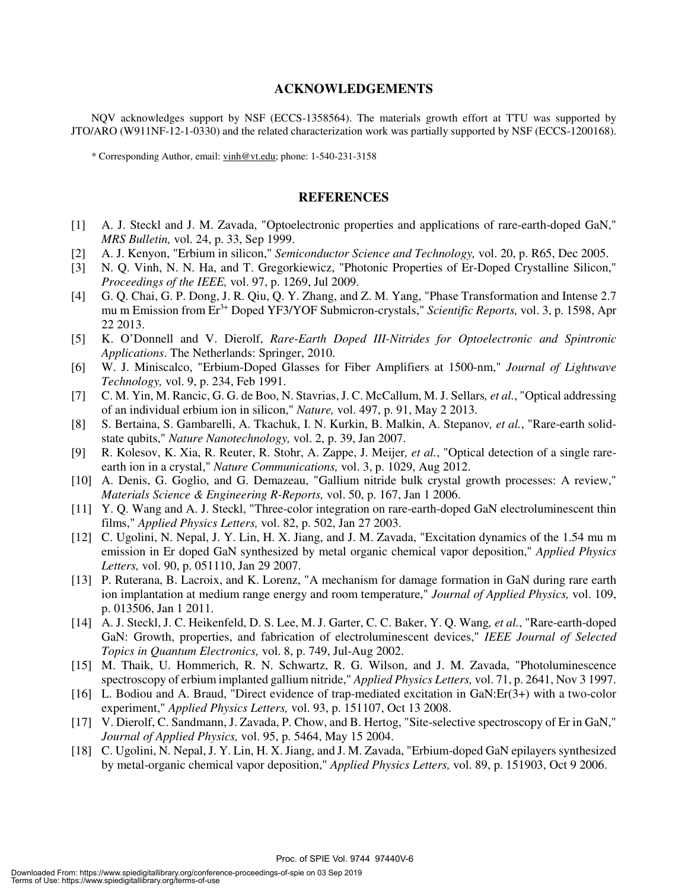## ACKNOWLEDGEMENTS

NQV acknowledges support by NSF (ECCS-1358564). The materials growth effort at TTU was supported by JTO/ARO (W911NF-12-1-0330) and the related characterization work was partially supported by NSF (ECCS-1200168).

\* Corresponding Author, email: vinh@vt.edu; phone: 1-540-231-3158

## REFERENCES

[1] A. J. Steckl and J. M. Zavada, "Optoelectronic properties and applications of rare-earth-doped GaN," *MRS Bulletin,* vol. 24, p. 33, Sep 1999.

[2] A. J. Kenyon, "Erbium in silicon," *Semiconductor Science and Technology,* vol. 20, p. R65, Dec 2005.

[3] N. Q. Vinh, N. N. Ha, and T. Gregorkiewicz, "Photonic Properties of Er-Doped Crystalline Silicon," *Proceedings of the IEEE,* vol. 97, p. 1269, Jul 2009.

[4] G. Q. Chai, G. P. Dong, J. R. Qiu, Q. Y. Zhang, and Z. M. Yang, "Phase Transformation and Intense 2.7 mu m Emission from $Er^{3+}$ Doped YF3/YOF Submicron-crystals," *Scientific Reports,* vol. 3, p. 1598, Apr 22 2013.

[5] K. O'Donnell and V. Dierolf, *Rare-Earth Doped III-Nitrides for Optoelectronic and Spintronic Applications*. The Netherlands: Springer, 2010.

[6] W. J. Miniscalco, "Erbium-Doped Glasses for Fiber Amplifiers at 1500-nm," *Journal of Lightwave Technology,* vol. 9, p. 234, Feb 1991.

[7] C. M. Yin, M. Rancic, G. G. de Boo, N. Stavrias, J. C. McCallum, M. J. Sellars*, et al.*, "Optical addressing of an individual erbium ion in silicon," *Nature,* vol. 497, p. 91, May 2 2013.

[8] S. Bertaina, S. Gambarelli, A. Tkachuk, I. N. Kurkin, B. Malkin, A. Stepanov*, et al.*, "Rare-earth solid-state qubits," *Nature Nanotechnology,* vol. 2, p. 39, Jan 2007.

[9] R. Kolesov, K. Xia, R. Reuter, R. Stohr, A. Zappe, J. Meijer*, et al.*, "Optical detection of a single rare-earth ion in a crystal," *Nature Communications,* vol. 3, p. 1029, Aug 2012.

[10] A. Denis, G. Goglio, and G. Demazeau, "Gallium nitride bulk crystal growth processes: A review," *Materials Science & Engineering R-Reports,* vol. 50, p. 167, Jan 1 2006.

[11] Y. Q. Wang and A. J. Steckl, "Three-color integration on rare-earth-doped GaN electroluminescent thin films," *Applied Physics Letters,* vol. 82, p. 502, Jan 27 2003.

[12] C. Ugolini, N. Nepal, J. Y. Lin, H. X. Jiang, and J. M. Zavada, "Excitation dynamics of the 1.54 mu m emission in Er doped GaN synthesized by metal organic chemical vapor deposition," *Applied Physics Letters,* vol. 90, p. 051110, Jan 29 2007.

[13] P. Ruterana, B. Lacroix, and K. Lorenz, "A mechanism for damage formation in GaN during rare earth ion implantation at medium range energy and room temperature," *Journal of Applied Physics,* vol. 109, p. 013506, Jan 1 2011.

[14] A. J. Steckl, J. C. Heikenfeld, D. S. Lee, M. J. Garter, C. C. Baker, Y. Q. Wang*, et al.*, "Rare-earth-doped GaN: Growth, properties, and fabrication of electroluminescent devices," *IEEE Journal of Selected Topics in Quantum Electronics,* vol. 8, p. 749, Jul-Aug 2002.

[15] M. Thaik, U. Hommerich, R. N. Schwartz, R. G. Wilson, and J. M. Zavada, "Photoluminescence spectroscopy of erbium implanted gallium nitride," *Applied Physics Letters,* vol. 71, p. 2641, Nov 3 1997.

[16] L. Bodiou and A. Braud, "Direct evidence of trap-mediated excitation in GaN:Er(3+) with a two-color experiment," *Applied Physics Letters,* vol. 93, p. 151107, Oct 13 2008.

[17] V. Dierolf, C. Sandmann, J. Zavada, P. Chow, and B. Hertog, "Site-selective spectroscopy of Er in GaN," *Journal of Applied Physics,* vol. 95, p. 5464, May 15 2004.

[18] C. Ugolini, N. Nepal, J. Y. Lin, H. X. Jiang, and J. M. Zavada, "Erbium-doped GaN epilayers synthesized by metal-organic chemical vapor deposition," *Applied Physics Letters,* vol. 89, p. 151903, Oct 9 2006.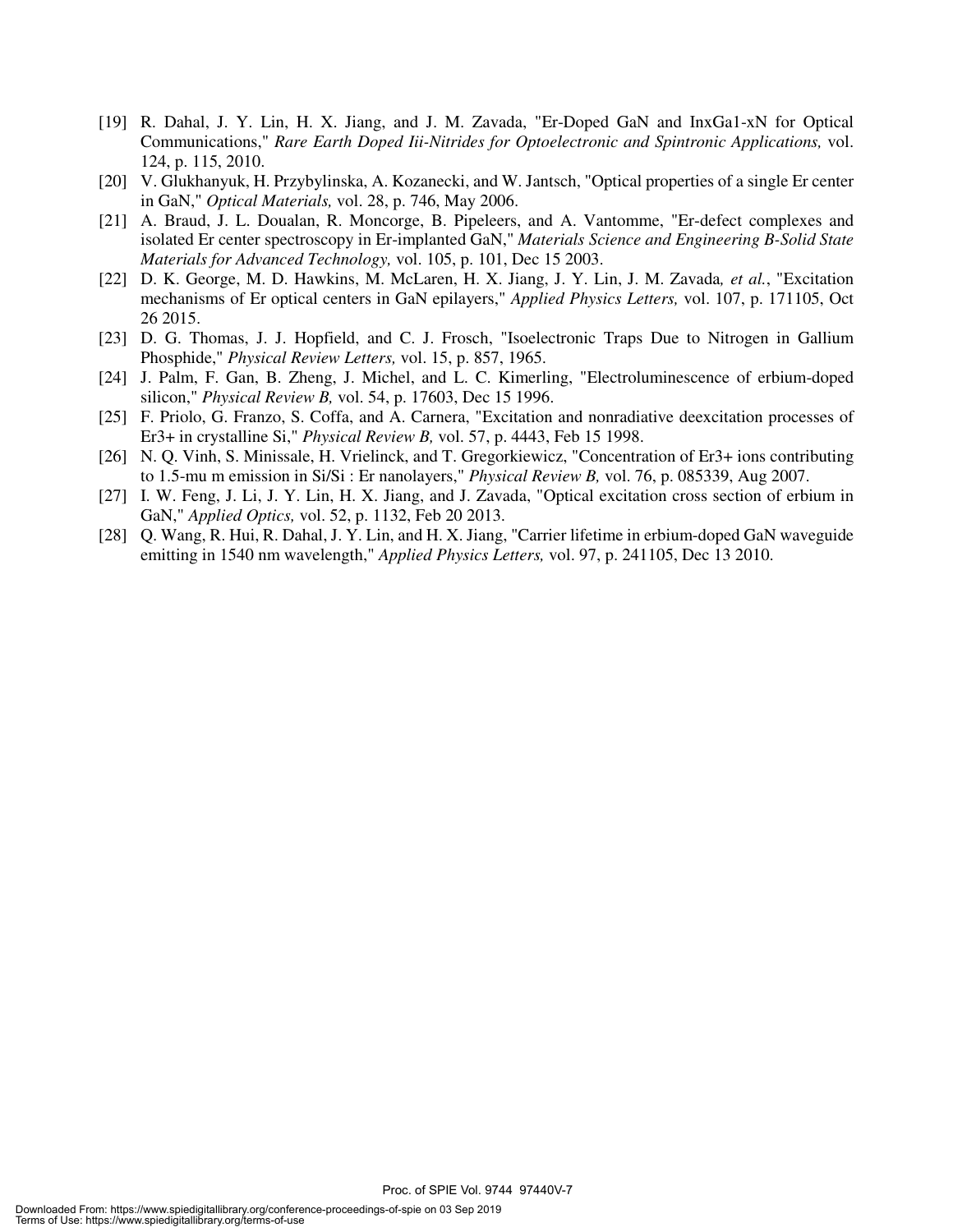[19] R. Dahal, J. Y. Lin, H. X. Jiang, and J. M. Zavada, "Er-Doped GaN and InxGa1-xN for Optical Communications," *Rare Earth Doped Iii-Nitrides for Optoelectronic and Spintronic Applications,* vol. 124, p. 115, 2010.

[20] V. Glukhanyuk, H. Przybylinska, A. Kozanecki, and W. Jantsch, "Optical properties of a single Er center in GaN," *Optical Materials,* vol. 28, p. 746, May 2006.

[21] A. Braud, J. L. Doualan, R. Moncorge, B. Pipeleers, and A. Vantomme, "Er-defect complexes and isolated Er center spectroscopy in Er-implanted GaN," *Materials Science and Engineering B-Solid State Materials for Advanced Technology,* vol. 105, p. 101, Dec 15 2003.

[22] D. K. George, M. D. Hawkins, M. McLaren, H. X. Jiang, J. Y. Lin, J. M. Zavada*, et al.*, "Excitation mechanisms of Er optical centers in GaN epilayers," *Applied Physics Letters,* vol. 107, p. 171105, Oct 26 2015.

[23] D. G. Thomas, J. J. Hopfield, and C. J. Frosch, "Isoelectronic Traps Due to Nitrogen in Gallium Phosphide," *Physical Review Letters,* vol. 15, p. 857, 1965.

[24] J. Palm, F. Gan, B. Zheng, J. Michel, and L. C. Kimerling, "Electroluminescence of erbium-doped silicon," *Physical Review B,* vol. 54, p. 17603, Dec 15 1996.

[25] F. Priolo, G. Franzo, S. Coffa, and A. Carnera, "Excitation and nonradiative deexcitation processes of Er3+ in crystalline Si," *Physical Review B,* vol. 57, p. 4443, Feb 15 1998.

[26] N. Q. Vinh, S. Minissale, H. Vrielinck, and T. Gregorkiewicz, "Concentration of Er3+ ions contributing to 1.5-mu m emission in Si/Si : Er nanolayers," *Physical Review B,* vol. 76, p. 085339, Aug 2007.

[27] I. W. Feng, J. Li, J. Y. Lin, H. X. Jiang, and J. Zavada, "Optical excitation cross section of erbium in GaN," *Applied Optics,* vol. 52, p. 1132, Feb 20 2013.

[28] Q. Wang, R. Hui, R. Dahal, J. Y. Lin, and H. X. Jiang, "Carrier lifetime in erbium-doped GaN waveguide emitting in 1540 nm wavelength," *Applied Physics Letters,* vol. 97, p. 241105, Dec 13 2010.